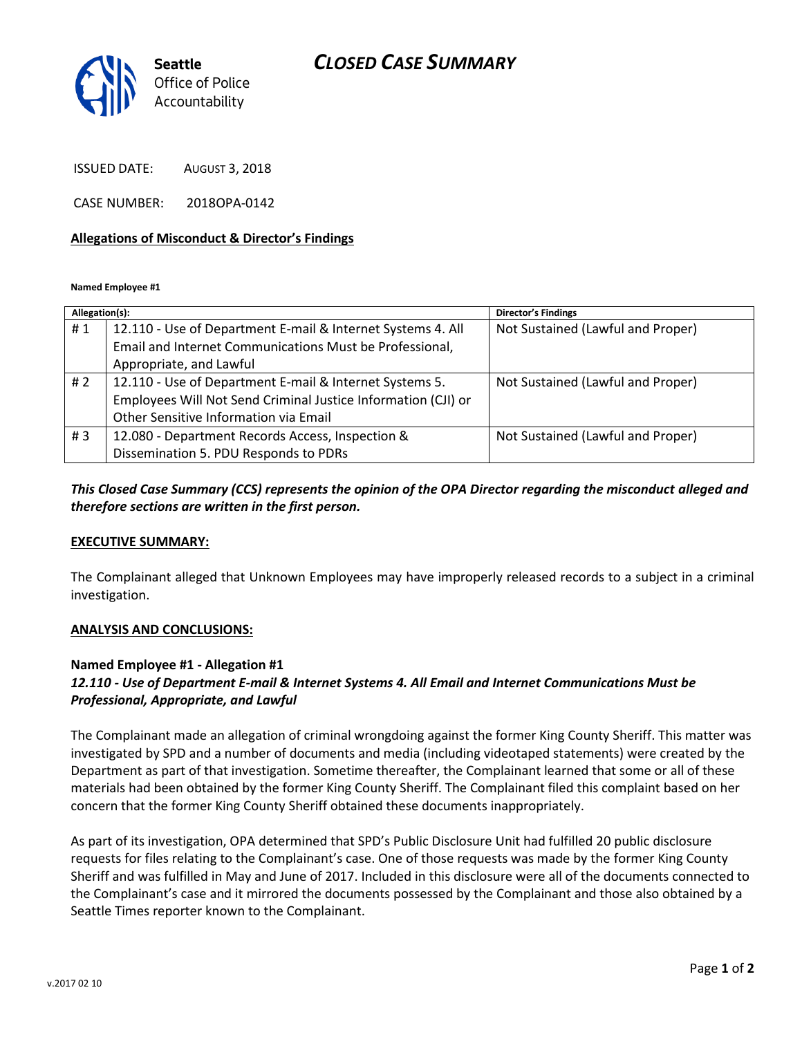Seattle Office of Police Accountability

# CLOSED CASE SUMMARY

ISSUED DATE: AUGUST 3, 2018

CASE NUMBER: 2018OPA-0142

## Allegations of Misconduct & Director's Findings

**Named Employee #1**

| Allegation(s): | | Director's Findings |
|---|---|---|
| # 1 | 12.110 - Use of Department E-mail & Internet Systems 4. All Email and Internet Communications Must be Professional, Appropriate, and Lawful | Not Sustained (Lawful and Proper) |
| # 2 | 12.110 - Use of Department E-mail & Internet Systems 5. Employees Will Not Send Criminal Justice Information (CJI) or Other Sensitive Information via Email | Not Sustained (Lawful and Proper) |
| # 3 | 12.080 - Department Records Access, Inspection & Dissemination 5. PDU Responds to PDRs | Not Sustained (Lawful and Proper) |

***This Closed Case Summary (CCS) represents the opinion of the OPA Director regarding the misconduct alleged and therefore sections are written in the first person.***

## EXECUTIVE SUMMARY:

The Complainant alleged that Unknown Employees may have improperly released records to a subject in a criminal investigation.

## ANALYSIS AND CONCLUSIONS:

### Named Employee #1 - Allegation #1
***12.110 - Use of Department E-mail & Internet Systems 4. All Email and Internet Communications Must be Professional, Appropriate, and Lawful***

The Complainant made an allegation of criminal wrongdoing against the former King County Sheriff. This matter was investigated by SPD and a number of documents and media (including videotaped statements) were created by the Department as part of that investigation. Sometime thereafter, the Complainant learned that some or all of these materials had been obtained by the former King County Sheriff. The Complainant filed this complaint based on her concern that the former King County Sheriff obtained these documents inappropriately.

As part of its investigation, OPA determined that SPD's Public Disclosure Unit had fulfilled 20 public disclosure requests for files relating to the Complainant's case. One of those requests was made by the former King County Sheriff and was fulfilled in May and June of 2017. Included in this disclosure were all of the documents connected to the Complainant's case and it mirrored the documents possessed by the Complainant and those also obtained by a Seattle Times reporter known to the Complainant.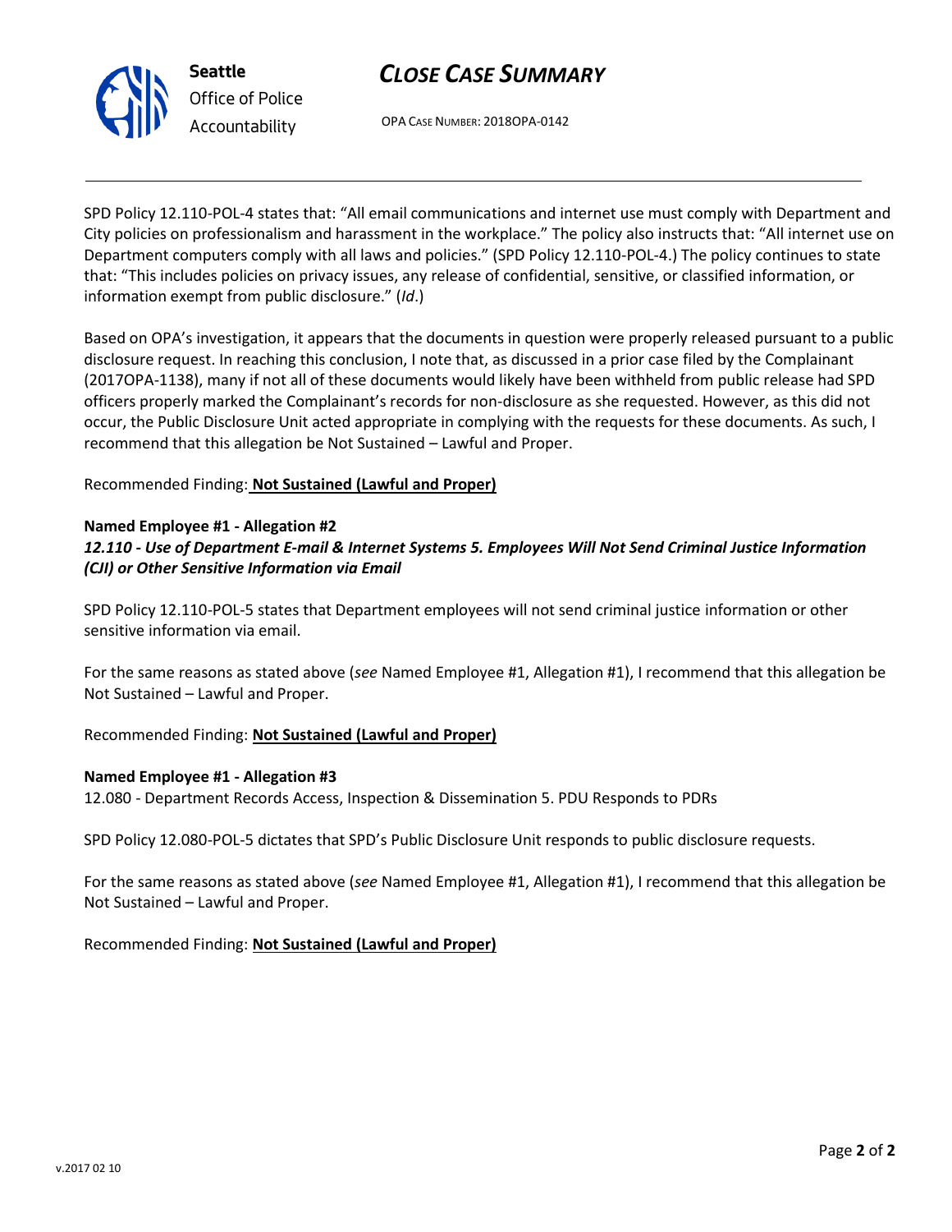SPD Policy 12.110-POL-4 states that: "All email communications and internet use must comply with Department and City policies on professionalism and harassment in the workplace." The policy also instructs that: "All internet use on Department computers comply with all laws and policies." (SPD Policy 12.110-POL-4.) The policy continues to state that: "This includes policies on privacy issues, any release of confidential, sensitive, or classified information, or information exempt from public disclosure." (*Id*.)

Based on OPA's investigation, it appears that the documents in question were properly released pursuant to a public disclosure request. In reaching this conclusion, I note that, as discussed in a prior case filed by the Complainant (2017OPA-1138), many if not all of these documents would likely have been withheld from public release had SPD officers properly marked the Complainant's records for non-disclosure as she requested. However, as this did not occur, the Public Disclosure Unit acted appropriate in complying with the requests for these documents. As such, I recommend that this allegation be Not Sustained – Lawful and Proper.

Recommended Finding: **Not Sustained (Lawful and Proper)**

**Named Employee #1 - Allegation #2**
***12.110 - Use of Department E-mail & Internet Systems 5. Employees Will Not Send Criminal Justice Information (CJI) or Other Sensitive Information via Email***

SPD Policy 12.110-POL-5 states that Department employees will not send criminal justice information or other sensitive information via email.

For the same reasons as stated above (*see* Named Employee #1, Allegation #1), I recommend that this allegation be Not Sustained – Lawful and Proper.

Recommended Finding: **Not Sustained (Lawful and Proper)**

**Named Employee #1 - Allegation #3**
12.080 - Department Records Access, Inspection & Dissemination 5. PDU Responds to PDRs

SPD Policy 12.080-POL-5 dictates that SPD's Public Disclosure Unit responds to public disclosure requests.

For the same reasons as stated above (*see* Named Employee #1, Allegation #1), I recommend that this allegation be Not Sustained – Lawful and Proper.

Recommended Finding: **Not Sustained (Lawful and Proper)**